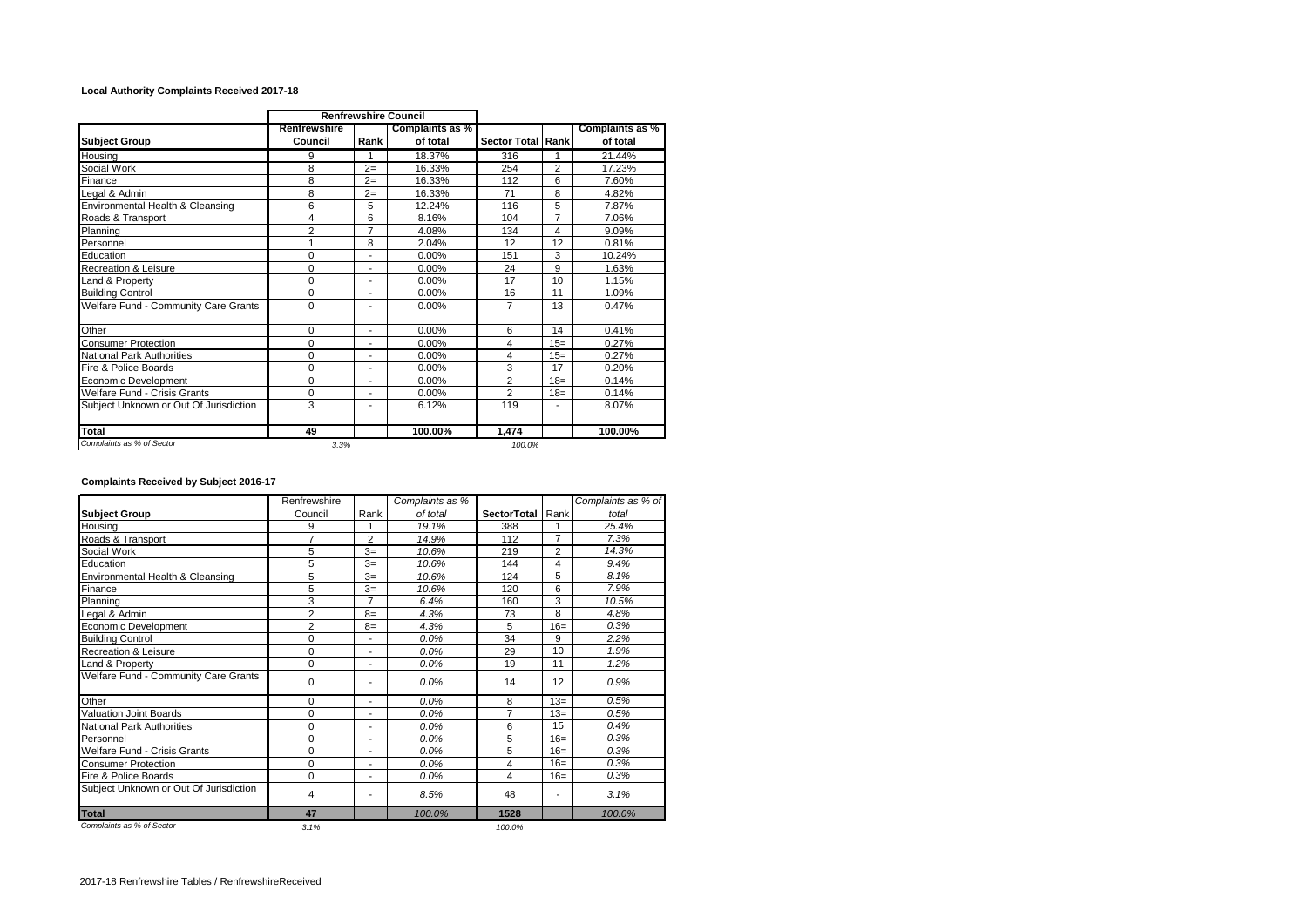**Local Authority Complaints Received 2017-18**

| | Renfrewshire Council | | | | | |
|---|---|---|---|---|---|---|
| **Subject Group** | **Renfrewshire Council** | **Rank** | **Complaints as % of total** | **Sector Total** | **Rank** | **Complaints as % of total** |
| Housing | 9 | 1 | 18.37% | 316 | 1 | 21.44% |
| Social Work | 8 | 2= | 16.33% | 254 | 2 | 17.23% |
| Finance | 8 | 2= | 16.33% | 112 | 6 | 7.60% |
| Legal & Admin | 8 | 2= | 16.33% | 71 | 8 | 4.82% |
| Environmental Health & Cleansing | 6 | 5 | 12.24% | 116 | 5 | 7.87% |
| Roads & Transport | 4 | 6 | 8.16% | 104 | 7 | 7.06% |
| Planning | 2 | 7 | 4.08% | 134 | 4 | 9.09% |
| Personnel | 1 | 8 | 2.04% | 12 | 12 | 0.81% |
| Education | 0 | - | 0.00% | 151 | 3 | 10.24% |
| Recreation & Leisure | 0 | - | 0.00% | 24 | 9 | 1.63% |
| Land & Property | 0 | - | 0.00% | 17 | 10 | 1.15% |
| Building Control | 0 | - | 0.00% | 16 | 11 | 1.09% |
| Welfare Fund - Community Care Grants | 0 | - | 0.00% | 7 | 13 | 0.47% |
| Other | 0 | - | 0.00% | 6 | 14 | 0.41% |
| Consumer Protection | 0 | - | 0.00% | 4 | 15= | 0.27% |
| National Park Authorities | 0 | - | 0.00% | 4 | 15= | 0.27% |
| Fire & Police Boards | 0 | - | 0.00% | 3 | 17 | 0.20% |
| Economic Development | 0 | - | 0.00% | 2 | 18= | 0.14% |
| Welfare Fund - Crisis Grants | 0 | - | 0.00% | 2 | 18= | 0.14% |
| Subject Unknown or Out Of Jurisdiction | 3 | - | 6.12% | 119 | - | 8.07% |
| **Total** | **49** | | **100.00%** | **1,474** | | **100.00%** |
| *Complaints as % of Sector* | *3.3%* | | | *100.0%* | | |

**Complaints Received by Subject 2016-17**

| **Subject Group** | Renfrewshire Council | Rank | *Complaints as % of total* | **SectorTotal** | Rank | *Complaints as % of total* |
|---|---|---|---|---|---|---|
| Housing | 9 | 1 | *19.1%* | 388 | 1 | *25.4%* |
| Roads & Transport | 7 | 2 | *14.9%* | 112 | 7 | *7.3%* |
| Social Work | 5 | 3= | *10.6%* | 219 | 2 | *14.3%* |
| Education | 5 | 3= | *10.6%* | 144 | 4 | *9.4%* |
| Environmental Health & Cleansing | 5 | 3= | *10.6%* | 124 | 5 | *8.1%* |
| Finance | 5 | 3= | *10.6%* | 120 | 6 | *7.9%* |
| Planning | 3 | 7 | *6.4%* | 160 | 3 | *10.5%* |
| Legal & Admin | 2 | 8= | *4.3%* | 73 | 8 | *4.8%* |
| Economic Development | 2 | 8= | *4.3%* | 5 | 16= | *0.3%* |
| Building Control | 0 | - | *0.0%* | 34 | 9 | *2.2%* |
| Recreation & Leisure | 0 | - | *0.0%* | 29 | 10 | *1.9%* |
| Land & Property | 0 | - | *0.0%* | 19 | 11 | *1.2%* |
| Welfare Fund - Community Care Grants | 0 | - | *0.0%* | 14 | 12 | *0.9%* |
| Other | 0 | - | *0.0%* | 8 | 13= | *0.5%* |
| Valuation Joint Boards | 0 | - | *0.0%* | 7 | 13= | *0.5%* |
| National Park Authorities | 0 | - | *0.0%* | 6 | 15 | *0.4%* |
| Personnel | 0 | - | *0.0%* | 5 | 16= | *0.3%* |
| Welfare Fund - Crisis Grants | 0 | - | *0.0%* | 5 | 16= | *0.3%* |
| Consumer Protection | 0 | - | *0.0%* | 4 | 16= | *0.3%* |
| Fire & Police Boards | 0 | - | *0.0%* | 4 | 16= | *0.3%* |
| Subject Unknown or Out Of Jurisdiction | 4 | - | *8.5%* | 48 | - | *3.1%* |
| **Total** | **47** | | *100.0%* | **1528** | | *100.0%* |
| *Complaints as % of Sector* | *3.1%* | | | *100.0%* | | |

2017-18 Renfrewshire Tables / RenfrewshireReceived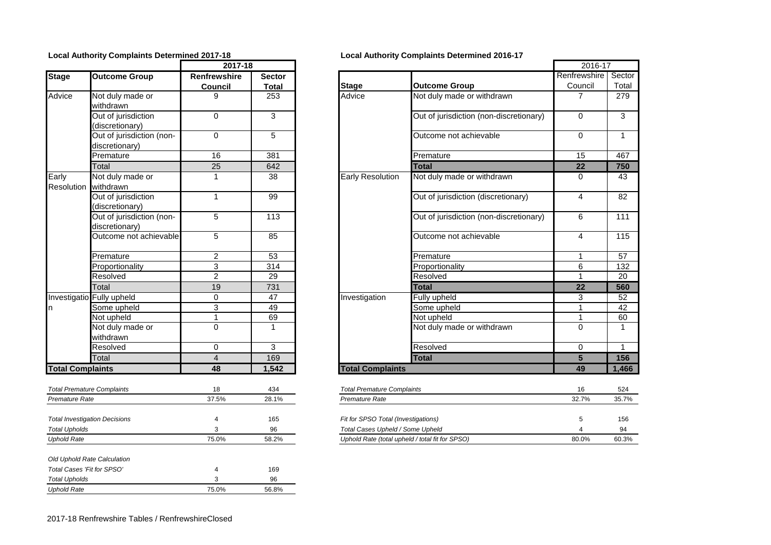**Local Authority Complaints Determined 2017-18**

| Stage | Outcome Group | Renfrewshire Council (2017-18) | Sector Total (2017-18) |
|---|---|---|---|
| Advice | Not duly made or withdrawn | 9 | 253 |
| | Out of jurisdiction (discretionary) | 0 | 3 |
| | Out of jurisdiction (non-discretionary) | 0 | 5 |
| | Premature | 16 | 381 |
| | Total | 25 | 642 |
| Early Resolution | Not duly made or withdrawn | 1 | 38 |
| | Out of jurisdiction (discretionary) | 1 | 99 |
| | Out of jurisdiction (non-discretionary) | 5 | 113 |
| | Outcome not achievable | 5 | 85 |
| | Premature | 2 | 53 |
| | Proportionality | 3 | 314 |
| | Resolved | 2 | 29 |
| | Total | 19 | 731 |
| Investigation | Fully upheld | 0 | 47 |
| | Some upheld | 3 | 49 |
| | Not upheld | 1 | 69 |
| | Not duly made or withdrawn | 0 | 1 |
| | Resolved | 0 | 3 |
| | Total | 4 | 169 |
| **Total Complaints** | | **48** | **1,542** |

| | Renfrewshire Council | Sector Total |
|---|---|---|
| *Total Premature Complaints* | 18 | 434 |
| *Premature Rate* | 37.5% | 28.1% |
| *Total Investigation Decisions* | 4 | 165 |
| *Total Upholds* | 3 | 96 |
| *Uphold Rate* | 75.0% | 58.2% |
| *Old Uphold Rate Calculation* | | |
| *Total Cases 'Fit for SPSO'* | 4 | 169 |
| *Total Upholds* | 3 | 96 |
| *Uphold Rate* | 75.0% | 56.8% |

**Local Authority Complaints Determined 2016-17**

| Stage | Outcome Group | Renfrewshire Council (2016-17) | Sector Total (2016-17) |
|---|---|---|---|
| Advice | Not duly made or withdrawn | 7 | 279 |
| | Out of jurisdiction (non-discretionary) | 0 | 3 |
| | Outcome not achievable | 0 | 1 |
| | Premature | 15 | 467 |
| | **Total** | **22** | **750** |
| Early Resolution | Not duly made or withdrawn | 0 | 43 |
| | Out of jurisdiction (discretionary) | 4 | 82 |
| | Out of jurisdiction (non-discretionary) | 6 | 111 |
| | Outcome not achievable | 4 | 115 |
| | Premature | 1 | 57 |
| | Proportionality | 6 | 132 |
| | Resolved | 1 | 20 |
| | **Total** | **22** | **560** |
| Investigation | Fully upheld | 3 | 52 |
| | Some upheld | 1 | 42 |
| | Not upheld | 1 | 60 |
| | Not duly made or withdrawn | 0 | 1 |
| | Resolved | 0 | 1 |
| | **Total** | **5** | **156** |
| **Total Complaints** | | **49** | **1,466** |

| | Renfrewshire Council | Sector Total |
|---|---|---|
| *Total Premature Complaints* | 16 | 524 |
| *Premature Rate* | 32.7% | 35.7% |
| *Fit for SPSO Total (Investigations)* | 5 | 156 |
| *Total Cases Upheld / Some Upheld* | 4 | 94 |
| *Uphold Rate (total upheld / total fit for SPSO)* | 80.0% | 60.3% |

2017-18 Renfrewshire Tables / RenfrewshireClosed